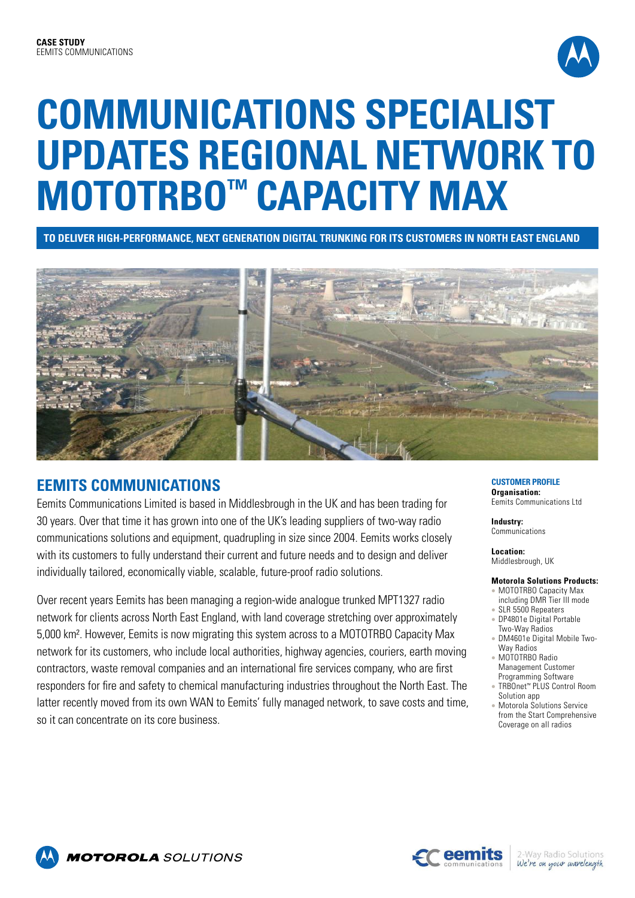**CASE STUDY**
EEMITS COMMUNICATIONS

# COMMUNICATIONS SPECIALIST UPDATES REGIONAL NETWORK TO MOTOTRBO™ CAPACITY MAX

**TO DELIVER HIGH-PERFORMANCE, NEXT GENERATION DIGITAL TRUNKING FOR ITS CUSTOMERS IN NORTH EAST ENGLAND**

## EEMITS COMMUNICATIONS

Eemits Communications Limited is based in Middlesbrough in the UK and has been trading for 30 years. Over that time it has grown into one of the UK's leading suppliers of two-way radio communications solutions and equipment, quadrupling in size since 2004. Eemits works closely with its customers to fully understand their current and future needs and to design and deliver individually tailored, economically viable, scalable, future-proof radio solutions.

Over recent years Eemits has been managing a region-wide analogue trunked MPT1327 radio network for clients across North East England, with land coverage stretching over approximately 5,000 km². However, Eemits is now migrating this system across to a MOTOTRBO Capacity Max network for its customers, who include local authorities, highway agencies, couriers, earth moving contractors, waste removal companies and an international fire services company, who are first responders for fire and safety to chemical manufacturing industries throughout the North East. The latter recently moved from its own WAN to Eemits' fully managed network, to save costs and time, so it can concentrate on its core business.

### CUSTOMER PROFILE

**Organisation:**
Eemits Communications Ltd

**Industry:**
Communications

**Location:**
Middlesbrough, UK

**Motorola Solutions Products:**

- MOTOTRBO Capacity Max including DMR Tier III mode
- SLR 5500 Repeaters
- DP4801e Digital Portable Two-Way Radios
- DM4601e Digital Mobile Two-Way Radios
- MOTOTRBO Radio Management Customer Programming Software
- TRBOnet™ PLUS Control Room Solution app
- Motorola Solutions Service from the Start Comprehensive Coverage on all radios

MOTOROLA SOLUTIONS

eemits communications — 2-Way Radio Solutions — We're on your wavelength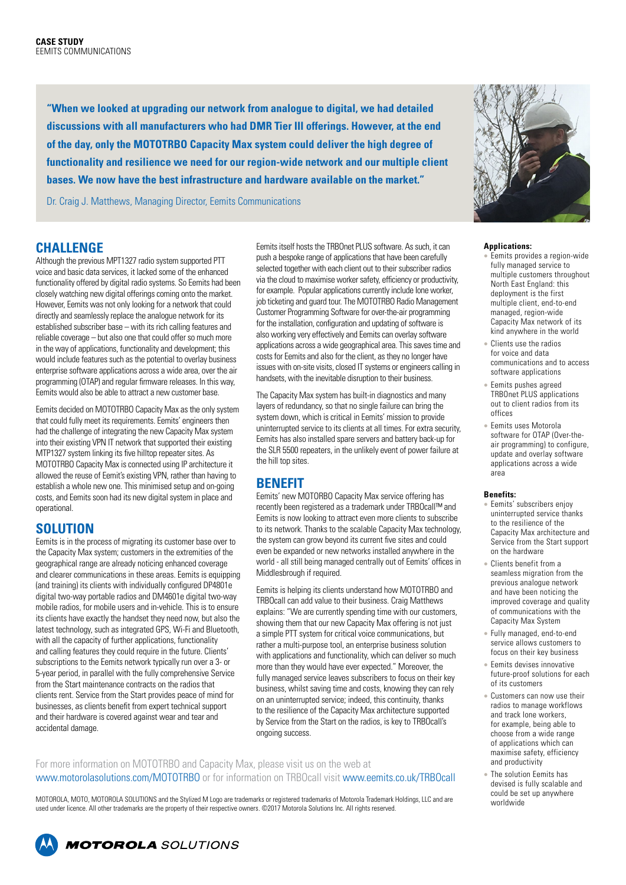**CASE STUDY**
EEMITS COMMUNICATIONS

**"When we looked at upgrading our network from analogue to digital, we had detailed discussions with all manufacturers who had DMR Tier III offerings. However, at the end of the day, only the MOTOTRBO Capacity Max system could deliver the high degree of functionality and resilience we need for our region-wide network and our multiple client bases. We now have the best infrastructure and hardware available on the market."**

Dr. Craig J. Matthews, Managing Director, Eemits Communications

## CHALLENGE

Although the previous MPT1327 radio system supported PTT voice and basic data services, it lacked some of the enhanced functionality offered by digital radio systems. So Eemits had been closely watching new digital offerings coming onto the market. However, Eemits was not only looking for a network that could directly and seamlessly replace the analogue network for its established subscriber base – with its rich calling features and reliable coverage – but also one that could offer so much more in the way of applications, functionality and development; this would include features such as the potential to overlay business enterprise software applications across a wide area, over the air programming (OTAP) and regular firmware releases. In this way, Eemits would also be able to attract a new customer base.

Eemits decided on MOTOTRBO Capacity Max as the only system that could fully meet its requirements. Eemits' engineers then had the challenge of integrating the new Capacity Max system into their existing VPN IT network that supported their existing MTP1327 system linking its five hilltop repeater sites. As MOTOTRBO Capacity Max is connected using IP architecture it allowed the reuse of Eemit's existing VPN, rather than having to establish a whole new one. This minimised setup and on-going costs, and Eemits soon had its new digital system in place and operational.

## SOLUTION

Eemits is in the process of migrating its customer base over to the Capacity Max system; customers in the extremities of the geographical range are already noticing enhanced coverage and clearer communications in these areas. Eemits is equipping (and training) its clients with individually configured DP4801e digital two-way portable radios and DM4601e digital two-way mobile radios, for mobile users and in-vehicle. This is to ensure its clients have exactly the handset they need now, but also the latest technology, such as integrated GPS, Wi-Fi and Bluetooth, with all the capacity of further applications, functionality and calling features they could require in the future. Clients' subscriptions to the Eemits network typically run over a 3- or 5-year period, in parallel with the fully comprehensive Service from the Start maintenance contracts on the radios that clients rent. Service from the Start provides peace of mind for businesses, as clients benefit from expert technical support and their hardware is covered against wear and tear and accidental damage.

Eemits itself hosts the TRBOnet PLUS software. As such, it can push a bespoke range of applications that have been carefully selected together with each client out to their subscriber radios via the cloud to maximise worker safety, efficiency or productivity, for example. Popular applications currently include lone worker, job ticketing and guard tour. The MOTOTRBO Radio Management Customer Programming Software for over-the-air programming for the installation, configuration and updating of software is also working very effectively and Eemits can overlay software applications across a wide geographical area. This saves time and costs for Eemits and also for the client, as they no longer have issues with on-site visits, closed IT systems or engineers calling in handsets, with the inevitable disruption to their business.

The Capacity Max system has built-in diagnostics and many layers of redundancy, so that no single failure can bring the system down, which is critical in Eemits' mission to provide uninterrupted service to its clients at all times. For extra security, Eemits has also installed spare servers and battery back-up for the SLR 5500 repeaters, in the unlikely event of power failure at the hill top sites.

## BENEFIT

Eemits' new MOTORBO Capacity Max service offering has recently been registered as a trademark under TRBOcall™ and Eemits is now looking to attract even more clients to subscribe to its network. Thanks to the scalable Capacity Max technology, the system can grow beyond its current five sites and could even be expanded or new networks installed anywhere in the world - all still being managed centrally out of Eemits' offices in Middlesbrough if required.

Eemits is helping its clients understand how MOTOTRBO and TRBOcall can add value to their business. Craig Matthews explains: "We are currently spending time with our customers, showing them that our new Capacity Max offering is not just a simple PTT system for critical voice communications, but rather a multi-purpose tool, an enterprise business solution with applications and functionality, which can deliver so much more than they would have ever expected." Moreover, the fully managed service leaves subscribers to focus on their key business, whilst saving time and costs, knowing they can rely on an uninterrupted service; indeed, this continuity, thanks to the resilience of the Capacity Max architecture supported by Service from the Start on the radios, is key to TRBOcall's ongoing success.

**Applications:**

- Eemits provides a region-wide fully managed service to multiple customers throughout North East England: this deployment is the first multiple client, end-to-end managed, region-wide Capacity Max network of its kind anywhere in the world
- Clients use the radios for voice and data communications and to access software applications
- Eemits pushes approved TRBOnet PLUS applications out to client radios from its offices
- Eemits uses Motorola software for OTAP (Over-the-air programming) to configure, update and overlay software applications across a wide area

**Benefits:**

- Eemits' subscribers enjoy uninterrupted service thanks to the resilience of the Capacity Max architecture and Service from the Start support on the hardware
- Clients benefit from a seamless migration from the previous analogue network and have been noticing the improved coverage and quality of communications with the Capacity Max System
- Fully managed, end-to-end service allows customers to focus on their key business
- Eemits devises innovative future-proof solutions for each of its customers
- Customers can now use their radios to manage workflows and track lone workers, for example, being able to choose from a wide range of applications which can maximise safety, efficiency and productivity
- The solution Eemits has devised is fully scalable and could be set up anywhere worldwide

For more information on MOTOTRBO and Capacity Max, please visit us on the web at www.motorolasolutions.com/MOTOTRBO or for information on TRBOcall visit www.eemits.co.uk/TRBOcall

MOTOROLA, MOTO, MOTOROLA SOLUTIONS and the Stylized M Logo are trademarks or registered trademarks of Motorola Trademark Holdings, LLC and are used under licence. All other trademarks are the property of their respective owners. ©2017 Motorola Solutions Inc. All rights reserved.

MOTOROLA SOLUTIONS